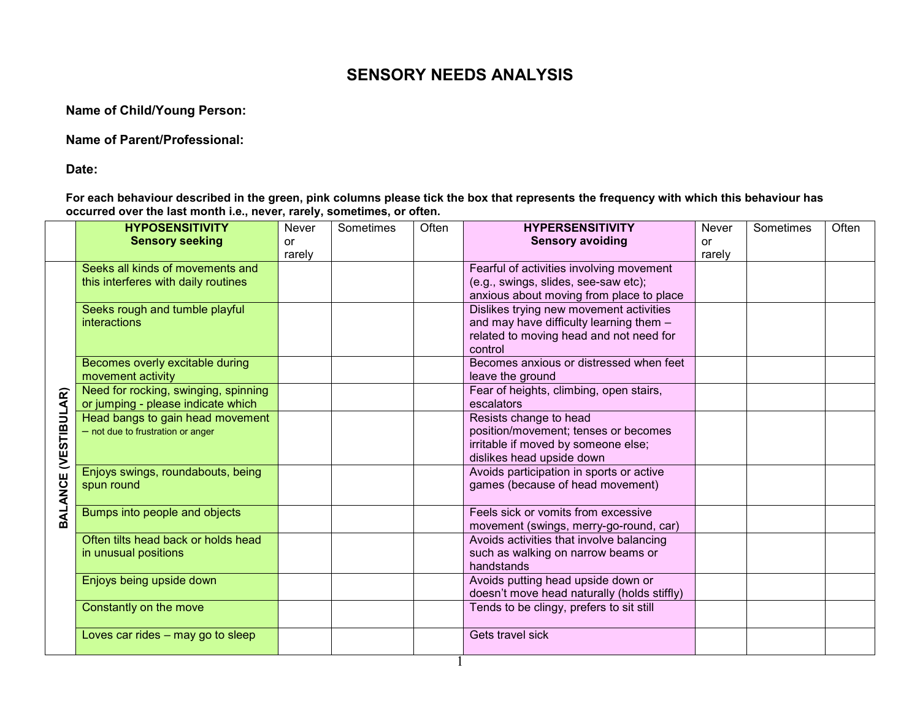# SENSORY NEEDS ANALYSIS

**Name of Child/Young Person:**

**Name of Parent/Professional:**

**Date:**

**For each behaviour described in the green, pink columns please tick the box that represents the frequency with which this behaviour has occurred over the last month i.e., never, rarely, sometimes, or often.**

| | **HYPOSENSITIVITY Sensory seeking** | Never or rarely | Sometimes | Often | **HYPERSENSITIVITY Sensory avoiding** | Never or rarely | Sometimes | Often |
|---|---|---|---|---|---|---|---|---|
| **BALANCE (VESTIBULAR)** | Seeks all kinds of movements and this interferes with daily routines | | | | Fearful of activities involving movement (e.g., swings, slides, see-saw etc); anxious about moving from place to place | | | |
| | Seeks rough and tumble playful interactions | | | | Dislikes trying new movement activities and may have difficulty learning them – related to moving head and not need for control | | | |
| | Becomes overly excitable during movement activity | | | | Becomes anxious or distressed when feet leave the ground | | | |
| | Need for rocking, swinging, spinning or jumping - please indicate which | | | | Fear of heights, climbing, open stairs, escalators | | | |
| | Head bangs to gain head movement – not due to frustration or anger | | | | Resists change to head position/movement; tenses or becomes irritable if moved by someone else; dislikes head upside down | | | |
| | Enjoys swings, roundabouts, being spun round | | | | Avoids participation in sports or active games (because of head movement) | | | |
| | Bumps into people and objects | | | | Feels sick or vomits from excessive movement (swings, merry-go-round, car) | | | |
| | Often tilts head back or holds head in unusual positions | | | | Avoids activities that involve balancing such as walking on narrow beams or handstands | | | |
| | Enjoys being upside down | | | | Avoids putting head upside down or doesn't move head naturally (holds stiffly) | | | |
| | Constantly on the move | | | | Tends to be clingy, prefers to sit still | | | |
| | Loves car rides – may go to sleep | | | | Gets travel sick | | | |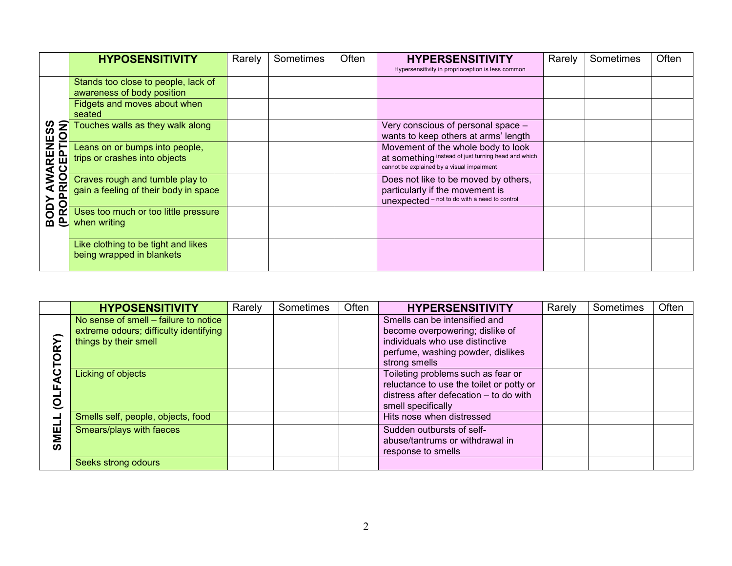| | HYPOSENSITIVITY | Rarely | Sometimes | Often | HYPERSENSITIVITY Hypersensitivity in proprioception is less common | Rarely | Sometimes | Often |
|---|---|---|---|---|---|---|---|---|
| BODY AWARENESS (PROPRIOCEPTION) | Stands too close to people, lack of awareness of body position | | | | | | | |
| | Fidgets and moves about when seated | | | | | | | |
| | Touches walls as they walk along | | | | Very conscious of personal space – wants to keep others at arms' length | | | |
| | Leans on or bumps into people, trips or crashes into objects | | | | Movement of the whole body to look at something instead of just turning head and which cannot be explained by a visual impairment | | | |
| | Craves rough and tumble play to gain a feeling of their body in space | | | | Does not like to be moved by others, particularly if the movement is unexpected – not to do with a need to control | | | |
| | Uses too much or too little pressure when writing | | | | | | | |
| | Like clothing to be tight and likes being wrapped in blankets | | | | | | | |

| | HYPOSENSITIVITY | Rarely | Sometimes | Often | HYPERSENSITIVITY | Rarely | Sometimes | Often |
|---|---|---|---|---|---|---|---|---|
| SMELL (OLFACTORY) | No sense of smell – failure to notice extreme odours; difficulty identifying things by their smell | | | | Smells can be intensified and become overpowering; dislike of individuals who use distinctive perfume, washing powder, dislikes strong smells | | | |
| | Licking of objects | | | | Toileting problems such as fear or reluctance to use the toilet or potty or distress after defecation – to do with smell specifically | | | |
| | Smells self, people, objects, food | | | | Hits nose when distressed | | | |
| | Smears/plays with faeces | | | | Sudden outbursts of self-abuse/tantrums or withdrawal in response to smells | | | |
| | Seeks strong odours | | | | | | | |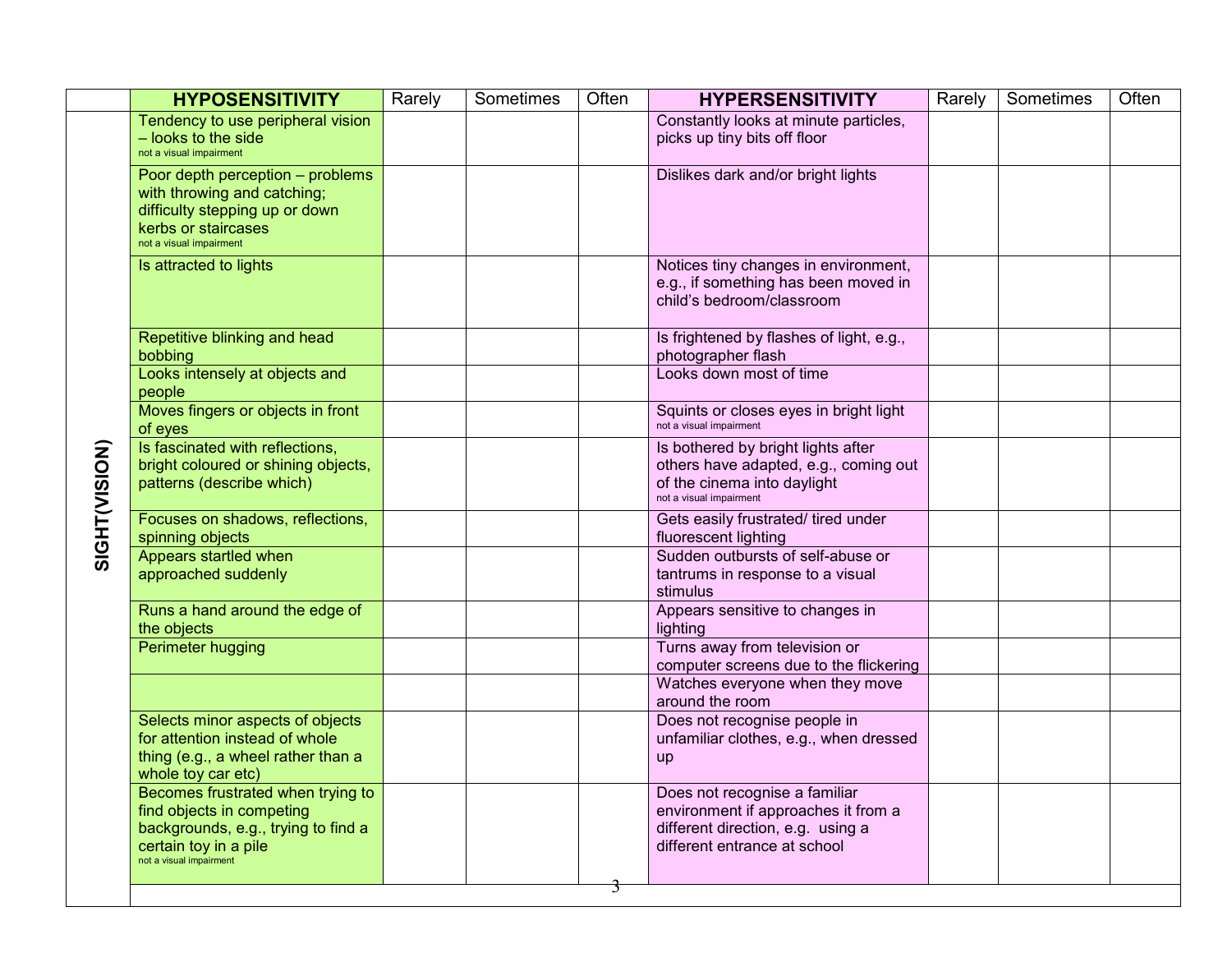| | HYPOSENSITIVITY | Rarely | Sometimes | Often | HYPERSENSITIVITY | Rarely | Sometimes | Often |
|---|---|---|---|---|---|---|---|---|
| SIGHT(VISION) | Tendency to use peripheral vision – looks to the side (not a visual impairment) | | | | Constantly looks at minute particles, picks up tiny bits off floor | | | |
| | Poor depth perception – problems with throwing and catching; difficulty stepping up or down kerbs or staircases (not a visual impairment) | | | | Dislikes dark and/or bright lights | | | |
| | Is attracted to lights | | | | Notices tiny changes in environment, e.g., if something has been moved in child's bedroom/classroom | | | |
| | Repetitive blinking and head bobbing | | | | Is frightened by flashes of light, e.g., photographer flash | | | |
| | Looks intensely at objects and people | | | | Looks down most of time | | | |
| | Moves fingers or objects in front of eyes | | | | Squints or closes eyes in bright light (not a visual impairment) | | | |
| | Is fascinated with reflections, bright coloured or shining objects, patterns (describe which) | | | | Is bothered by bright lights after others have adapted, e.g., coming out of the cinema into daylight (not a visual impairment) | | | |
| | Focuses on shadows, reflections, spinning objects | | | | Gets easily frustrated/ tired under fluorescent lighting | | | |
| | Appears startled when approached suddenly | | | | Sudden outbursts of self-abuse or tantrums in response to a visual stimulus | | | |
| | Runs a hand around the edge of the objects | | | | Appears sensitive to changes in lighting | | | |
| | Perimeter hugging | | | | Turns away from television or computer screens due to the flickering | | | |
| | | | | | Watches everyone when they move around the room | | | |
| | Selects minor aspects of objects for attention instead of whole thing (e.g., a wheel rather than a whole toy car etc) | | | | Does not recognise people in unfamiliar clothes, e.g., when dressed up | | | |
| | Becomes frustrated when trying to find objects in competing backgrounds, e.g., trying to find a certain toy in a pile (not a visual impairment) | | | | Does not recognise a familiar environment if approaches it from a different direction, e.g. using a different entrance at school | | | |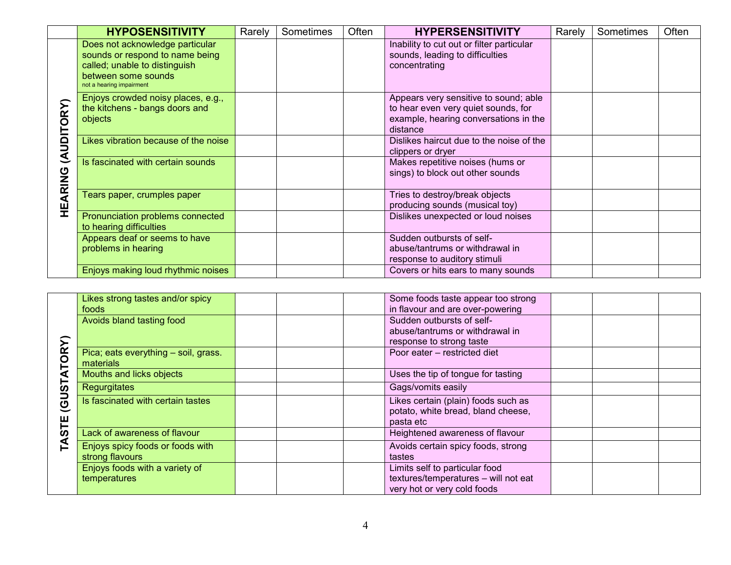|  | HYPOSENSITIVITY | Rarely | Sometimes | Often | HYPERSENSITIVITY | Rarely | Sometimes | Often |
|---|---|---|---|---|---|---|---|---|
| HEARING (AUDITORY) | Does not acknowledge particular sounds or respond to name being called; unable to distinguish between some sounds not a hearing impairment | | | | Inability to cut out or filter particular sounds, leading to difficulties concentrating | | | |
| | Enjoys crowded noisy places, e.g., the kitchens - bangs doors and objects | | | | Appears very sensitive to sound; able to hear even very quiet sounds, for example, hearing conversations in the distance | | | |
| | Likes vibration because of the noise | | | | Dislikes haircut due to the noise of the clippers or dryer | | | |
| | Is fascinated with certain sounds | | | | Makes repetitive noises (hums or sings) to block out other sounds | | | |
| | Tears paper, crumples paper | | | | Tries to destroy/break objects producing sounds (musical toy) | | | |
| | Pronunciation problems connected to hearing difficulties | | | | Dislikes unexpected or loud noises | | | |
| | Appears deaf or seems to have problems in hearing | | | | Sudden outbursts of self-abuse/tantrums or withdrawal in response to auditory stimuli | | | |
| | Enjoys making loud rhythmic noises | | | | Covers or hits ears to many sounds | | | |

|  | HYPOSENSITIVITY | Rarely | Sometimes | Often | HYPERSENSITIVITY | Rarely | Sometimes | Often |
|---|---|---|---|---|---|---|---|---|
| TASTE (GUSTATORY) | Likes strong tastes and/or spicy foods | | | | Some foods taste appear too strong in flavour and are over-powering | | | |
| | Avoids bland tasting food | | | | Sudden outbursts of self-abuse/tantrums or withdrawal in response to strong taste | | | |
| | Pica; eats everything – soil, grass. materials | | | | Poor eater – restricted diet | | | |
| | Mouths and licks objects | | | | Uses the tip of tongue for tasting | | | |
| | Regurgitates | | | | Gags/vomits easily | | | |
| | Is fascinated with certain tastes | | | | Likes certain (plain) foods such as potato, white bread, bland cheese, pasta etc | | | |
| | Lack of awareness of flavour | | | | Heightened awareness of flavour | | | |
| | Enjoys spicy foods or foods with strong flavours | | | | Avoids certain spicy foods, strong tastes | | | |
| | Enjoys foods with a variety of temperatures | | | | Limits self to particular food textures/temperatures – will not eat very hot or very cold foods | | | |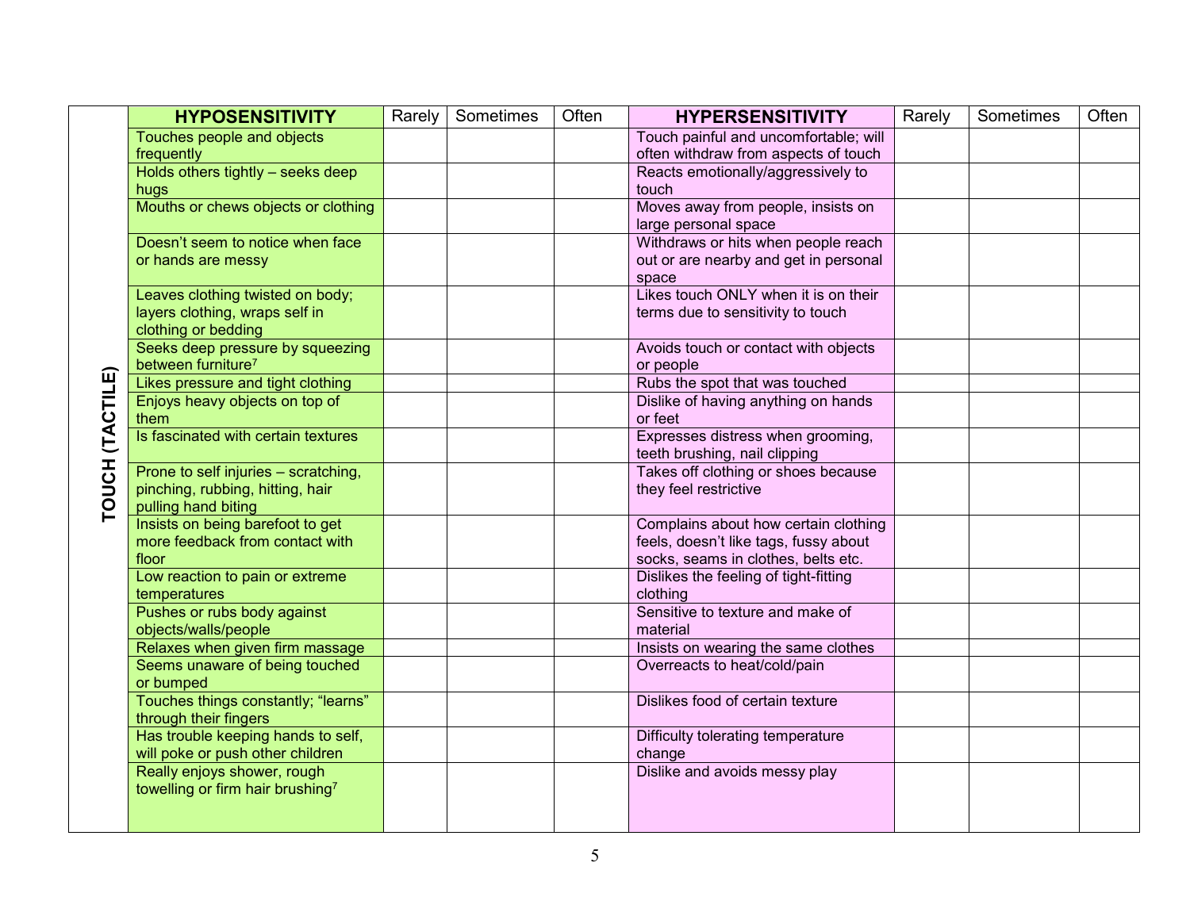| TOUCH (TACTILE) | HYPOSENSITIVITY | Rarely | Sometimes | Often | HYPERSENSITIVITY | Rarely | Sometimes | Often |
|---|---|---|---|---|---|---|---|---|
| | Touches people and objects frequently | | | | Touch painful and uncomfortable; will often withdraw from aspects of touch | | | |
| | Holds others tightly – seeks deep hugs | | | | Reacts emotionally/aggressively to touch | | | |
| | Mouths or chews objects or clothing | | | | Moves away from people, insists on large personal space | | | |
| | Doesn't seem to notice when face or hands are messy | | | | Withdraws or hits when people reach out or are nearby and get in personal space | | | |
| | Leaves clothing twisted on body; layers clothing, wraps self in clothing or bedding | | | | Likes touch ONLY when it is on their terms due to sensitivity to touch | | | |
| | Seeks deep pressure by squeezing between furniture[7] | | | | Avoids touch or contact with objects or people | | | |
| | Likes pressure and tight clothing | | | | Rubs the spot that was touched | | | |
| | Enjoys heavy objects on top of them | | | | Dislike of having anything on hands or feet | | | |
| | Is fascinated with certain textures | | | | Expresses distress when grooming, teeth brushing, nail clipping | | | |
| | Prone to self injuries – scratching, pinching, rubbing, hitting, hair pulling hand biting | | | | Takes off clothing or shoes because they feel restrictive | | | |
| | Insists on being barefoot to get more feedback from contact with floor | | | | Complains about how certain clothing feels, doesn't like tags, fussy about socks, seams in clothes, belts etc. | | | |
| | Low reaction to pain or extreme temperatures | | | | Dislikes the feeling of tight-fitting clothing | | | |
| | Pushes or rubs body against objects/walls/people | | | | Sensitive to texture and make of material | | | |
| | Relaxes when given firm massage | | | | Insists on wearing the same clothes | | | |
| | Seems unaware of being touched or bumped | | | | Overreacts to heat/cold/pain | | | |
| | Touches things constantly; "learns" through their fingers | | | | Dislikes food of certain texture | | | |
| | Has trouble keeping hands to self, will poke or push other children | | | | Difficulty tolerating temperature change | | | |
| | Really enjoys shower, rough towelling or firm hair brushing[7] | | | | Dislike and avoids messy play | | | |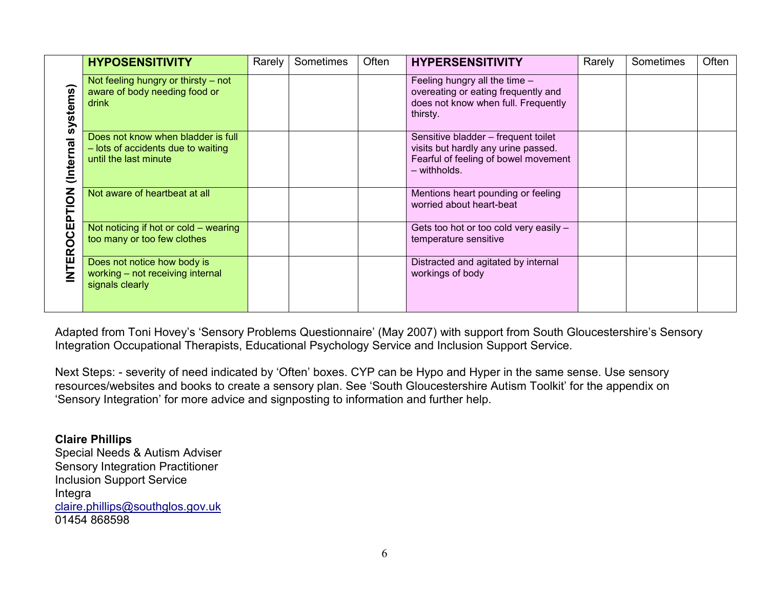| | HYPOSENSITIVITY | Rarely | Sometimes | Often | HYPERSENSITIVITY | Rarely | Sometimes | Often |
|---|---|---|---|---|---|---|---|---|
| INTEROCEPTION (Internal systems) | Not feeling hungry or thirsty – not aware of body needing food or drink | | | | Feeling hungry all the time – overeating or eating frequently and does not know when full. Frequently thirsty. | | | |
| | Does not know when bladder is full – lots of accidents due to waiting until the last minute | | | | Sensitive bladder – frequent toilet visits but hardly any urine passed. Fearful of feeling of bowel movement – withholds. | | | |
| | Not aware of heartbeat at all | | | | Mentions heart pounding or feeling worried about heart-beat | | | |
| | Not noticing if hot or cold – wearing too many or too few clothes | | | | Gets too hot or too cold very easily – temperature sensitive | | | |
| | Does not notice how body is working – not receiving internal signals clearly | | | | Distracted and agitated by internal workings of body | | | |

Adapted from Toni Hovey's 'Sensory Problems Questionnaire' (May 2007) with support from South Gloucestershire's Sensory Integration Occupational Therapists, Educational Psychology Service and Inclusion Support Service.

Next Steps: - severity of need indicated by 'Often' boxes. CYP can be Hypo and Hyper in the same sense. Use sensory resources/websites and books to create a sensory plan. See 'South Gloucestershire Autism Toolkit' for the appendix on 'Sensory Integration' for more advice and signposting to information and further help.

**Claire Phillips**
Special Needs & Autism Adviser
Sensory Integration Practitioner
Inclusion Support Service
Integra
claire.phillips@southglos.gov.uk
01454 868598